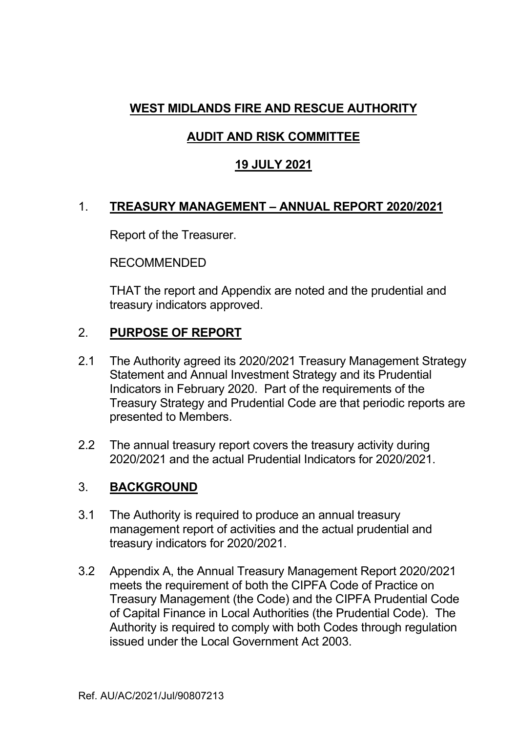**WEST MIDLANDS FIRE AND RESCUE AUTHORITY**

**AUDIT AND RISK COMMITTEE**

**19 JULY 2021**

## 1. TREASURY MANAGEMENT – ANNUAL REPORT 2020/2021

Report of the Treasurer.

RECOMMENDED

THAT the report and Appendix are noted and the prudential and treasury indicators approved.

## 2. PURPOSE OF REPORT

2.1 The Authority agreed its 2020/2021 Treasury Management Strategy Statement and Annual Investment Strategy and its Prudential Indicators in February 2020. Part of the requirements of the Treasury Strategy and Prudential Code are that periodic reports are presented to Members.

2.2 The annual treasury report covers the treasury activity during 2020/2021 and the actual Prudential Indicators for 2020/2021.

## 3. BACKGROUND

3.1 The Authority is required to produce an annual treasury management report of activities and the actual prudential and treasury indicators for 2020/2021.

3.2 Appendix A, the Annual Treasury Management Report 2020/2021 meets the requirement of both the CIPFA Code of Practice on Treasury Management (the Code) and the CIPFA Prudential Code of Capital Finance in Local Authorities (the Prudential Code). The Authority is required to comply with both Codes through regulation issued under the Local Government Act 2003.

Ref. AU/AC/2021/Jul/90807213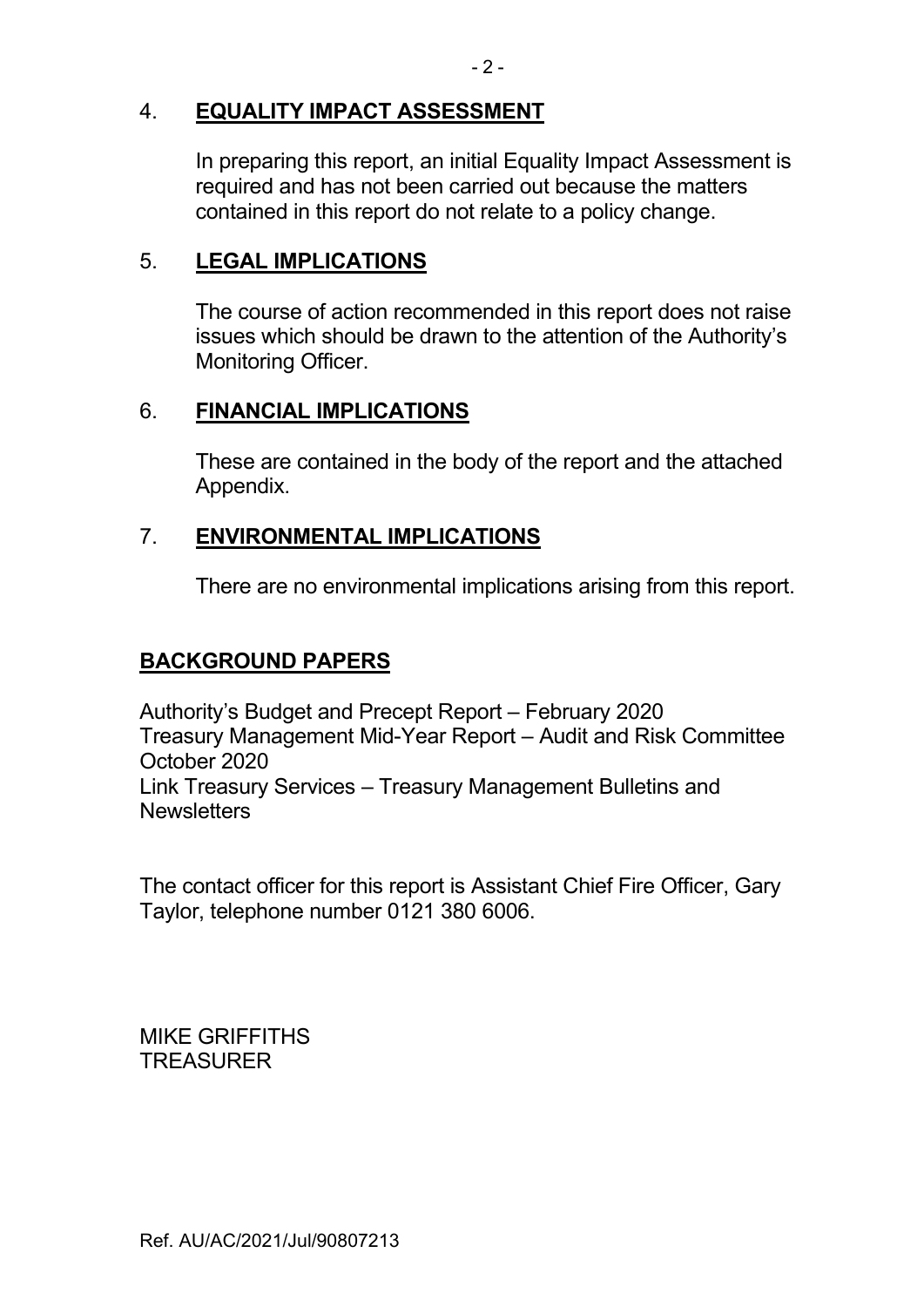## 4. **EQUALITY IMPACT ASSESSMENT**

In preparing this report, an initial Equality Impact Assessment is required and has not been carried out because the matters contained in this report do not relate to a policy change.

## 5. **LEGAL IMPLICATIONS**

The course of action recommended in this report does not raise issues which should be drawn to the attention of the Authority's Monitoring Officer.

## 6. **FINANCIAL IMPLICATIONS**

These are contained in the body of the report and the attached Appendix.

## 7. **ENVIRONMENTAL IMPLICATIONS**

There are no environmental implications arising from this report.

## **BACKGROUND PAPERS**

Authority's Budget and Precept Report – February 2020
Treasury Management Mid-Year Report – Audit and Risk Committee October 2020
Link Treasury Services – Treasury Management Bulletins and Newsletters

The contact officer for this report is Assistant Chief Fire Officer, Gary Taylor, telephone number 0121 380 6006.

MIKE GRIFFITHS
TREASURER

Ref. AU/AC/2021/Jul/90807213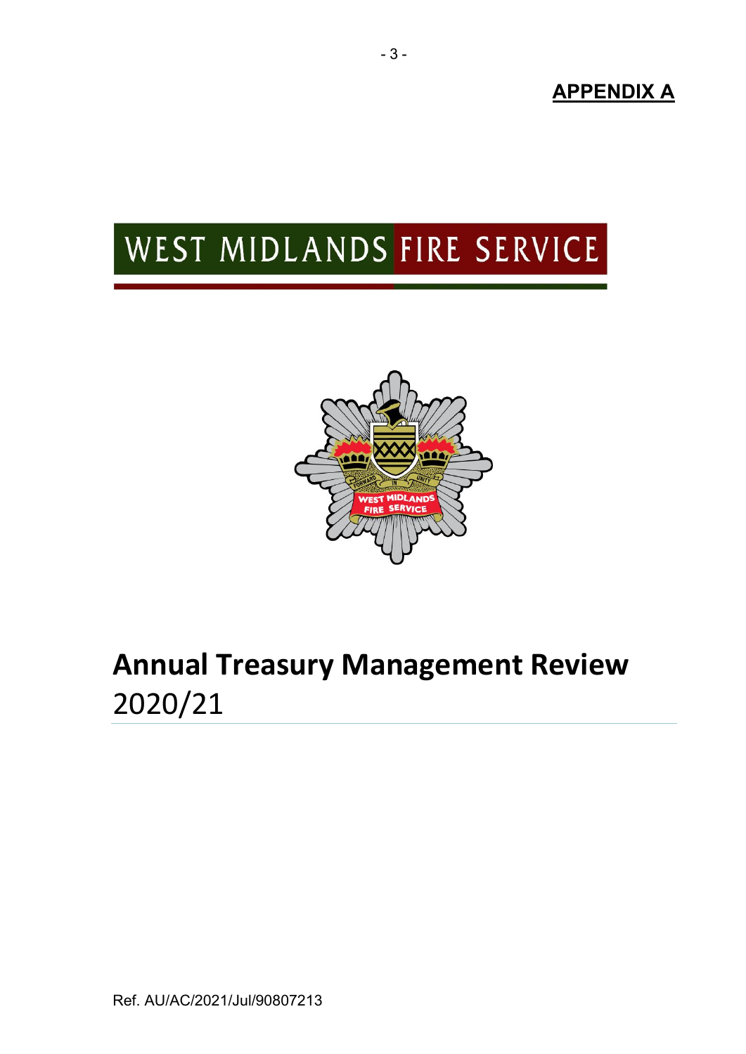**APPENDIX A**

WEST MIDLANDS FIRE SERVICE

# Annual Treasury Management Review

2020/21

Ref. AU/AC/2021/Jul/90807213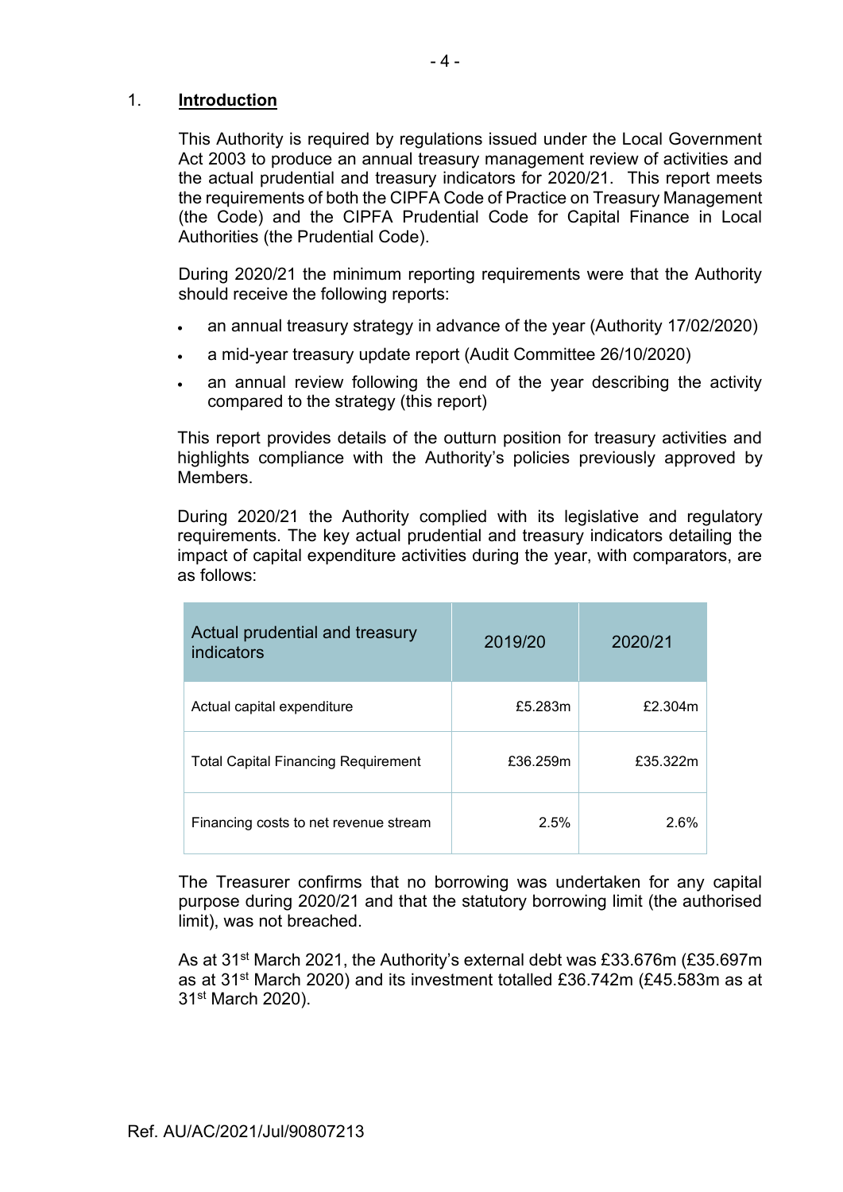## 1. **Introduction**

This Authority is required by regulations issued under the Local Government Act 2003 to produce an annual treasury management review of activities and the actual prudential and treasury indicators for 2020/21. This report meets the requirements of both the CIPFA Code of Practice on Treasury Management (the Code) and the CIPFA Prudential Code for Capital Finance in Local Authorities (the Prudential Code).

During 2020/21 the minimum reporting requirements were that the Authority should receive the following reports:

- an annual treasury strategy in advance of the year (Authority 17/02/2020)
- a mid-year treasury update report (Audit Committee 26/10/2020)
- an annual review following the end of the year describing the activity compared to the strategy (this report)

This report provides details of the outturn position for treasury activities and highlights compliance with the Authority's policies previously approved by Members.

During 2020/21 the Authority complied with its legislative and regulatory requirements. The key actual prudential and treasury indicators detailing the impact of capital expenditure activities during the year, with comparators, are as follows:

| Actual prudential and treasury indicators | 2019/20 | 2020/21 |
|---|---|---|
| Actual capital expenditure | £5.283m | £2.304m |
| Total Capital Financing Requirement | £36.259m | £35.322m |
| Financing costs to net revenue stream | 2.5% | 2.6% |

The Treasurer confirms that no borrowing was undertaken for any capital purpose during 2020/21 and that the statutory borrowing limit (the authorised limit), was not breached.

As at 31st March 2021, the Authority's external debt was £33.676m (£35.697m as at 31st March 2020) and its investment totalled £36.742m (£45.583m as at 31st March 2020).

Ref. AU/AC/2021/Jul/90807213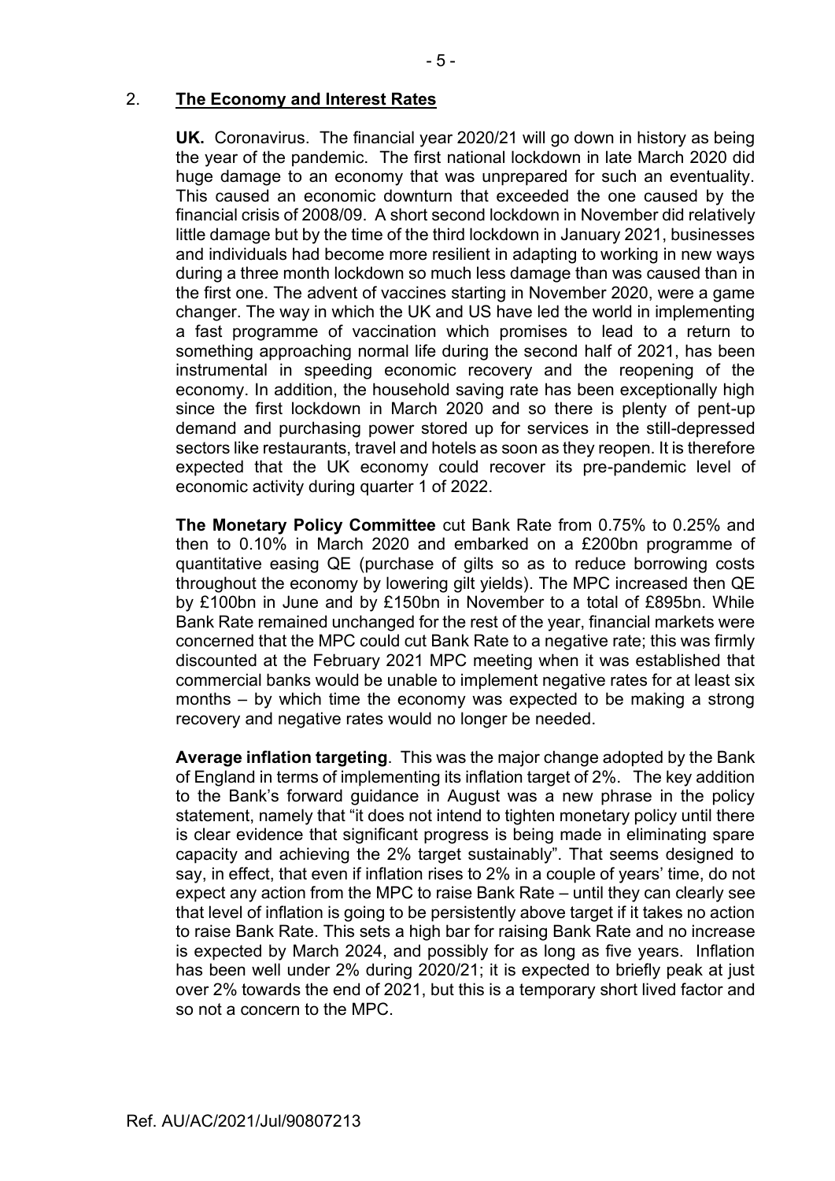## 2. The Economy and Interest Rates

**UK.** Coronavirus. The financial year 2020/21 will go down in history as being the year of the pandemic. The first national lockdown in late March 2020 did huge damage to an economy that was unprepared for such an eventuality. This caused an economic downturn that exceeded the one caused by the financial crisis of 2008/09. A short second lockdown in November did relatively little damage but by the time of the third lockdown in January 2021, businesses and individuals had become more resilient in adapting to working in new ways during a three month lockdown so much less damage than was caused than in the first one. The advent of vaccines starting in November 2020, were a game changer. The way in which the UK and US have led the world in implementing a fast programme of vaccination which promises to lead to a return to something approaching normal life during the second half of 2021, has been instrumental in speeding economic recovery and the reopening of the economy. In addition, the household saving rate has been exceptionally high since the first lockdown in March 2020 and so there is plenty of pent-up demand and purchasing power stored up for services in the still-depressed sectors like restaurants, travel and hotels as soon as they reopen. It is therefore expected that the UK economy could recover its pre-pandemic level of economic activity during quarter 1 of 2022.

**The Monetary Policy Committee** cut Bank Rate from 0.75% to 0.25% and then to 0.10% in March 2020 and embarked on a £200bn programme of quantitative easing QE (purchase of gilts so as to reduce borrowing costs throughout the economy by lowering gilt yields). The MPC increased then QE by £100bn in June and by £150bn in November to a total of £895bn. While Bank Rate remained unchanged for the rest of the year, financial markets were concerned that the MPC could cut Bank Rate to a negative rate; this was firmly discounted at the February 2021 MPC meeting when it was established that commercial banks would be unable to implement negative rates for at least six months – by which time the economy was expected to be making a strong recovery and negative rates would no longer be needed.

**Average inflation targeting**. This was the major change adopted by the Bank of England in terms of implementing its inflation target of 2%. The key addition to the Bank's forward guidance in August was a new phrase in the policy statement, namely that "it does not intend to tighten monetary policy until there is clear evidence that significant progress is being made in eliminating spare capacity and achieving the 2% target sustainably". That seems designed to say, in effect, that even if inflation rises to 2% in a couple of years' time, do not expect any action from the MPC to raise Bank Rate – until they can clearly see that level of inflation is going to be persistently above target if it takes no action to raise Bank Rate. This sets a high bar for raising Bank Rate and no increase is expected by March 2024, and possibly for as long as five years. Inflation has been well under 2% during 2020/21; it is expected to briefly peak at just over 2% towards the end of 2021, but this is a temporary short lived factor and so not a concern to the MPC.

Ref. AU/AC/2021/Jul/90807213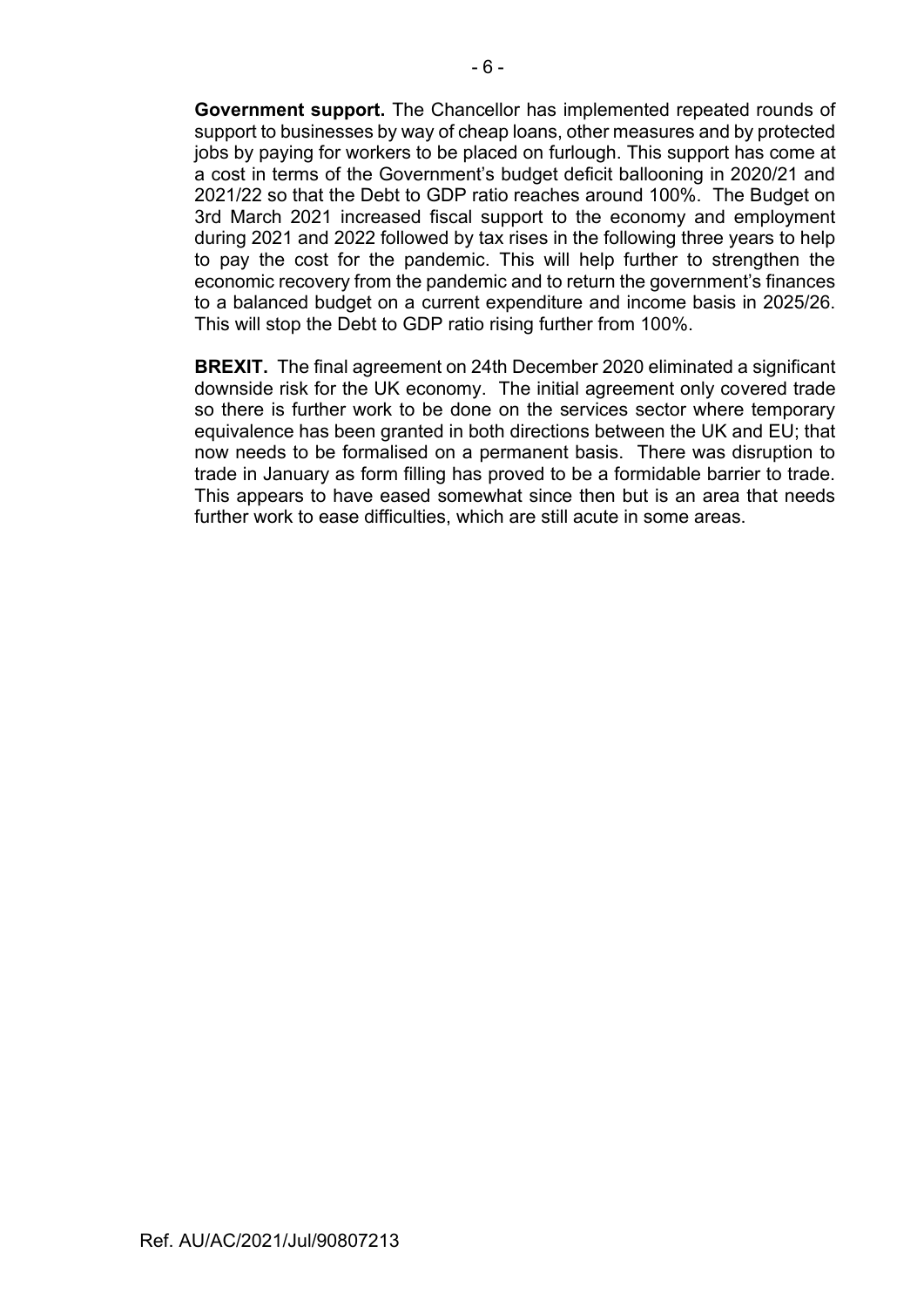**Government support.** The Chancellor has implemented repeated rounds of support to businesses by way of cheap loans, other measures and by protected jobs by paying for workers to be placed on furlough. This support has come at a cost in terms of the Government's budget deficit ballooning in 2020/21 and 2021/22 so that the Debt to GDP ratio reaches around 100%. The Budget on 3rd March 2021 increased fiscal support to the economy and employment during 2021 and 2022 followed by tax rises in the following three years to help to pay the cost for the pandemic. This will help further to strengthen the economic recovery from the pandemic and to return the government's finances to a balanced budget on a current expenditure and income basis in 2025/26. This will stop the Debt to GDP ratio rising further from 100%.

**BREXIT.** The final agreement on 24th December 2020 eliminated a significant downside risk for the UK economy. The initial agreement only covered trade so there is further work to be done on the services sector where temporary equivalence has been granted in both directions between the UK and EU; that now needs to be formalised on a permanent basis. There was disruption to trade in January as form filling has proved to be a formidable barrier to trade. This appears to have eased somewhat since then but is an area that needs further work to ease difficulties, which are still acute in some areas.

Ref. AU/AC/2021/Jul/90807213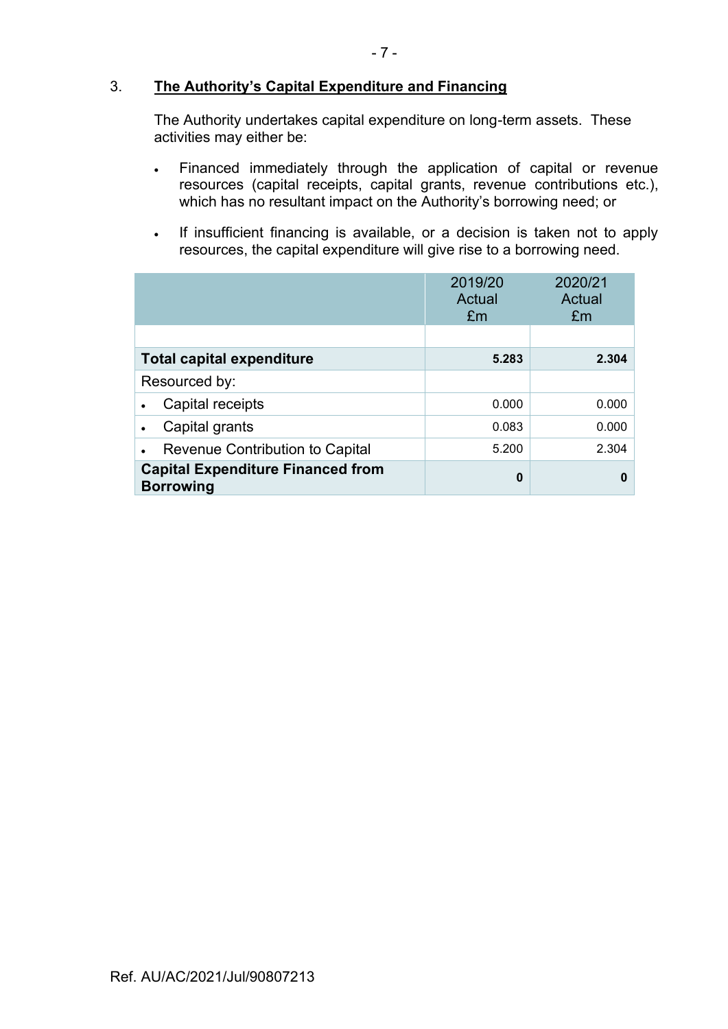## 3. The Authority's Capital Expenditure and Financing

The Authority undertakes capital expenditure on long-term assets. These activities may either be:

- Financed immediately through the application of capital or revenue resources (capital receipts, capital grants, revenue contributions etc.), which has no resultant impact on the Authority's borrowing need; or
- If insufficient financing is available, or a decision is taken not to apply resources, the capital expenditure will give rise to a borrowing need.

| | 2019/20 Actual £m | 2020/21 Actual £m |
|---|---|---|
| | | |
| **Total capital expenditure** | **5.283** | **2.304** |
| Resourced by: | | |
| • Capital receipts | 0.000 | 0.000 |
| • Capital grants | 0.083 | 0.000 |
| • Revenue Contribution to Capital | 5.200 | 2.304 |
| **Capital Expenditure Financed from Borrowing** | **0** | **0** |

Ref. AU/AC/2021/Jul/90807213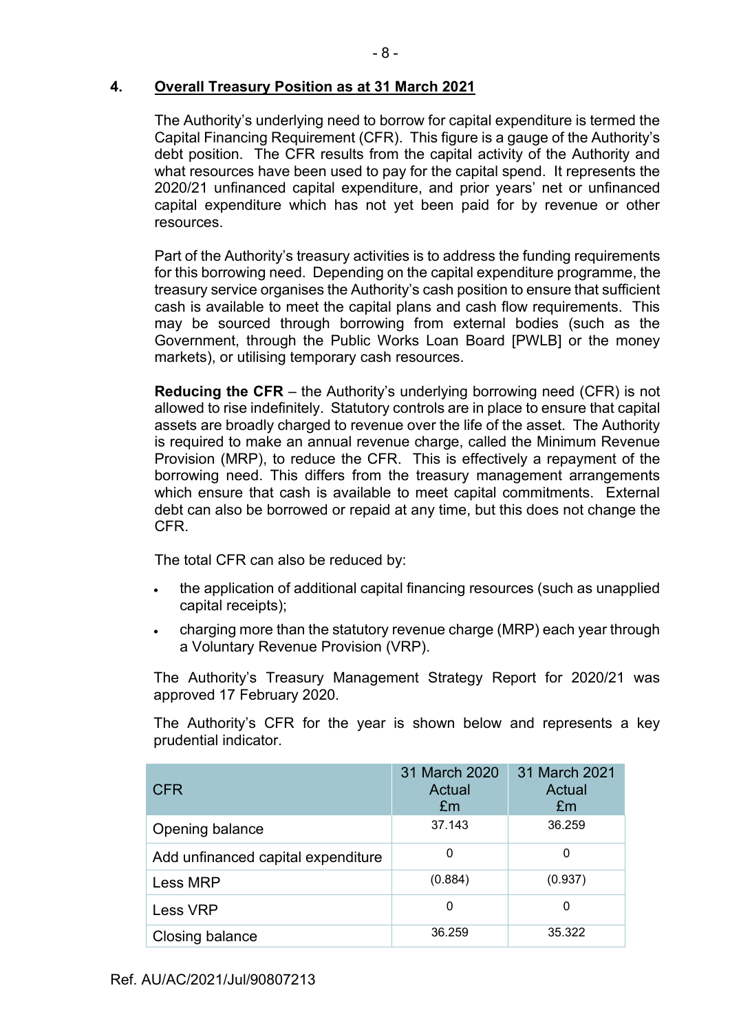## 4. Overall Treasury Position as at 31 March 2021

The Authority's underlying need to borrow for capital expenditure is termed the Capital Financing Requirement (CFR). This figure is a gauge of the Authority's debt position. The CFR results from the capital activity of the Authority and what resources have been used to pay for the capital spend. It represents the 2020/21 unfinanced capital expenditure, and prior years' net or unfinanced capital expenditure which has not yet been paid for by revenue or other resources.

Part of the Authority's treasury activities is to address the funding requirements for this borrowing need. Depending on the capital expenditure programme, the treasury service organises the Authority's cash position to ensure that sufficient cash is available to meet the capital plans and cash flow requirements. This may be sourced through borrowing from external bodies (such as the Government, through the Public Works Loan Board [PWLB] or the money markets), or utilising temporary cash resources.

**Reducing the CFR** – the Authority's underlying borrowing need (CFR) is not allowed to rise indefinitely. Statutory controls are in place to ensure that capital assets are broadly charged to revenue over the life of the asset. The Authority is required to make an annual revenue charge, called the Minimum Revenue Provision (MRP), to reduce the CFR. This is effectively a repayment of the borrowing need. This differs from the treasury management arrangements which ensure that cash is available to meet capital commitments. External debt can also be borrowed or repaid at any time, but this does not change the CFR.

The total CFR can also be reduced by:

- the application of additional capital financing resources (such as unapplied capital receipts);
- charging more than the statutory revenue charge (MRP) each year through a Voluntary Revenue Provision (VRP).

The Authority's Treasury Management Strategy Report for 2020/21 was approved 17 February 2020.

The Authority's CFR for the year is shown below and represents a key prudential indicator.

| CFR | 31 March 2020 Actual £m | 31 March 2021 Actual £m |
|---|---|---|
| Opening balance | 37.143 | 36.259 |
| Add unfinanced capital expenditure | 0 | 0 |
| Less MRP | (0.884) | (0.937) |
| Less VRP | 0 | 0 |
| Closing balance | 36.259 | 35.322 |

Ref. AU/AC/2021/Jul/90807213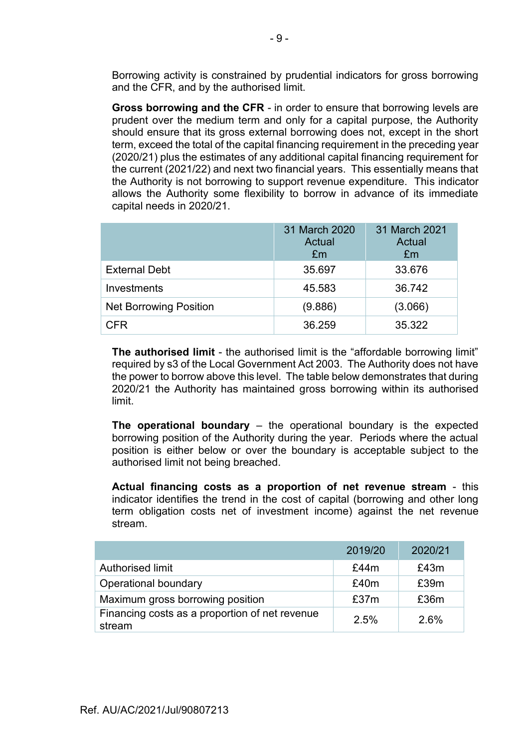Borrowing activity is constrained by prudential indicators for gross borrowing and the CFR, and by the authorised limit.

**Gross borrowing and the CFR** - in order to ensure that borrowing levels are prudent over the medium term and only for a capital purpose, the Authority should ensure that its gross external borrowing does not, except in the short term, exceed the total of the capital financing requirement in the preceding year (2020/21) plus the estimates of any additional capital financing requirement for the current (2021/22) and next two financial years. This essentially means that the Authority is not borrowing to support revenue expenditure. This indicator allows the Authority some flexibility to borrow in advance of its immediate capital needs in 2020/21.

| | 31 March 2020 Actual £m | 31 March 2021 Actual £m |
|---|---|---|
| External Debt | 35.697 | 33.676 |
| Investments | 45.583 | 36.742 |
| Net Borrowing Position | (9.886) | (3.066) |
| CFR | 36.259 | 35.322 |

**The authorised limit** - the authorised limit is the "affordable borrowing limit" required by s3 of the Local Government Act 2003. The Authority does not have the power to borrow above this level. The table below demonstrates that during 2020/21 the Authority has maintained gross borrowing within its authorised limit.

**The operational boundary** – the operational boundary is the expected borrowing position of the Authority during the year. Periods where the actual position is either below or over the boundary is acceptable subject to the authorised limit not being breached.

**Actual financing costs as a proportion of net revenue stream** - this indicator identifies the trend in the cost of capital (borrowing and other long term obligation costs net of investment income) against the net revenue stream.

| | 2019/20 | 2020/21 |
|---|---|---|
| Authorised limit | £44m | £43m |
| Operational boundary | £40m | £39m |
| Maximum gross borrowing position | £37m | £36m |
| Financing costs as a proportion of net revenue stream | 2.5% | 2.6% |

Ref. AU/AC/2021/Jul/90807213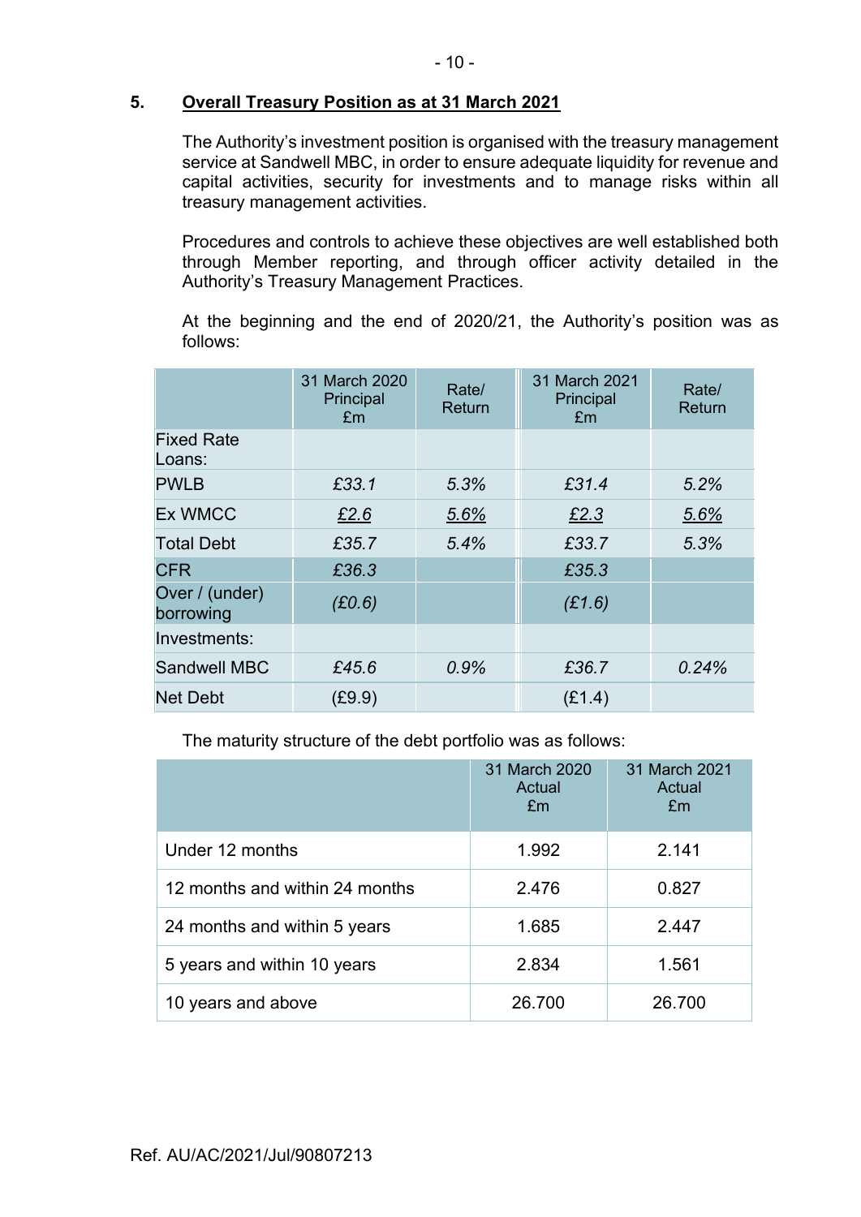## 5. Overall Treasury Position as at 31 March 2021

The Authority's investment position is organised with the treasury management service at Sandwell MBC, in order to ensure adequate liquidity for revenue and capital activities, security for investments and to manage risks within all treasury management activities.

Procedures and controls to achieve these objectives are well established both through Member reporting, and through officer activity detailed in the Authority's Treasury Management Practices.

At the beginning and the end of 2020/21, the Authority's position was as follows:

| | 31 March 2020 Principal £m | Rate/ Return | 31 March 2021 Principal £m | Rate/ Return |
|---|---|---|---|---|
| Fixed Rate Loans: | | | | |
| PWLB | *£33.1* | *5.3%* | *£31.4* | *5.2%* |
| Ex WMCC | *£2.6* | *5.6%* | *£2.3* | *5.6%* |
| Total Debt | *£35.7* | *5.4%* | *£33.7* | *5.3%* |
| CFR | *£36.3* | | *£35.3* | |
| Over / (under) borrowing | *(£0.6)* | | *(£1.6)* | |
| Investments: | | | | |
| Sandwell MBC | *£45.6* | *0.9%* | *£36.7* | *0.24%* |
| Net Debt | (£9.9) | | (£1.4) | |

The maturity structure of the debt portfolio was as follows:

| | 31 March 2020 Actual £m | 31 March 2021 Actual £m |
|---|---|---|
| Under 12 months | 1.992 | 2.141 |
| 12 months and within 24 months | 2.476 | 0.827 |
| 24 months and within 5 years | 1.685 | 2.447 |
| 5 years and within 10 years | 2.834 | 1.561 |
| 10 years and above | 26.700 | 26.700 |

Ref. AU/AC/2021/Jul/90807213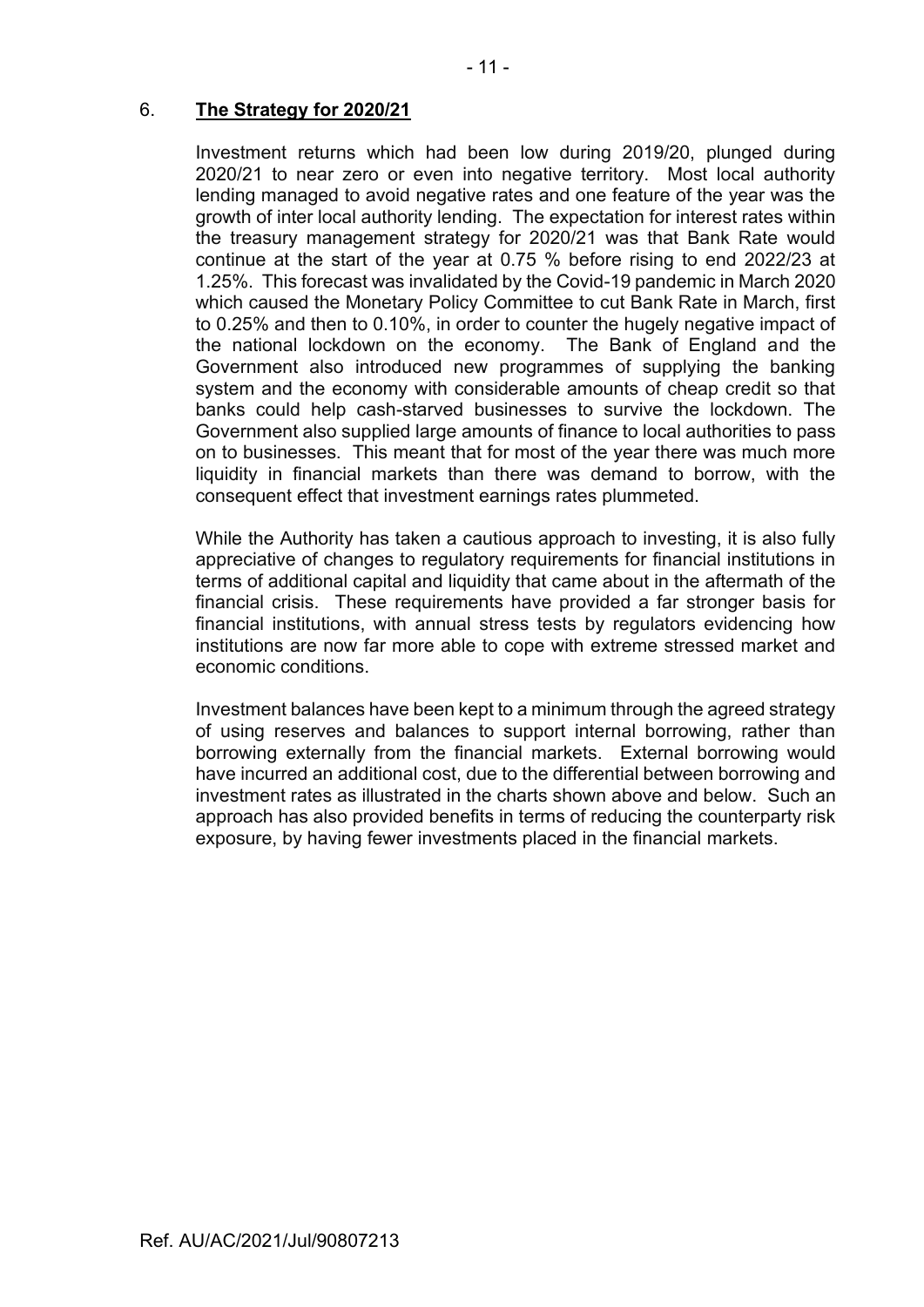## 6. **The Strategy for 2020/21**

Investment returns which had been low during 2019/20, plunged during 2020/21 to near zero or even into negative territory. Most local authority lending managed to avoid negative rates and one feature of the year was the growth of inter local authority lending. The expectation for interest rates within the treasury management strategy for 2020/21 was that Bank Rate would continue at the start of the year at 0.75 % before rising to end 2022/23 at 1.25%. This forecast was invalidated by the Covid-19 pandemic in March 2020 which caused the Monetary Policy Committee to cut Bank Rate in March, first to 0.25% and then to 0.10%, in order to counter the hugely negative impact of the national lockdown on the economy. The Bank of England and the Government also introduced new programmes of supplying the banking system and the economy with considerable amounts of cheap credit so that banks could help cash-starved businesses to survive the lockdown. The Government also supplied large amounts of finance to local authorities to pass on to businesses. This meant that for most of the year there was much more liquidity in financial markets than there was demand to borrow, with the consequent effect that investment earnings rates plummeted.

While the Authority has taken a cautious approach to investing, it is also fully appreciative of changes to regulatory requirements for financial institutions in terms of additional capital and liquidity that came about in the aftermath of the financial crisis. These requirements have provided a far stronger basis for financial institutions, with annual stress tests by regulators evidencing how institutions are now far more able to cope with extreme stressed market and economic conditions.

Investment balances have been kept to a minimum through the agreed strategy of using reserves and balances to support internal borrowing, rather than borrowing externally from the financial markets. External borrowing would have incurred an additional cost, due to the differential between borrowing and investment rates as illustrated in the charts shown above and below. Such an approach has also provided benefits in terms of reducing the counterparty risk exposure, by having fewer investments placed in the financial markets.

Ref. AU/AC/2021/Jul/90807213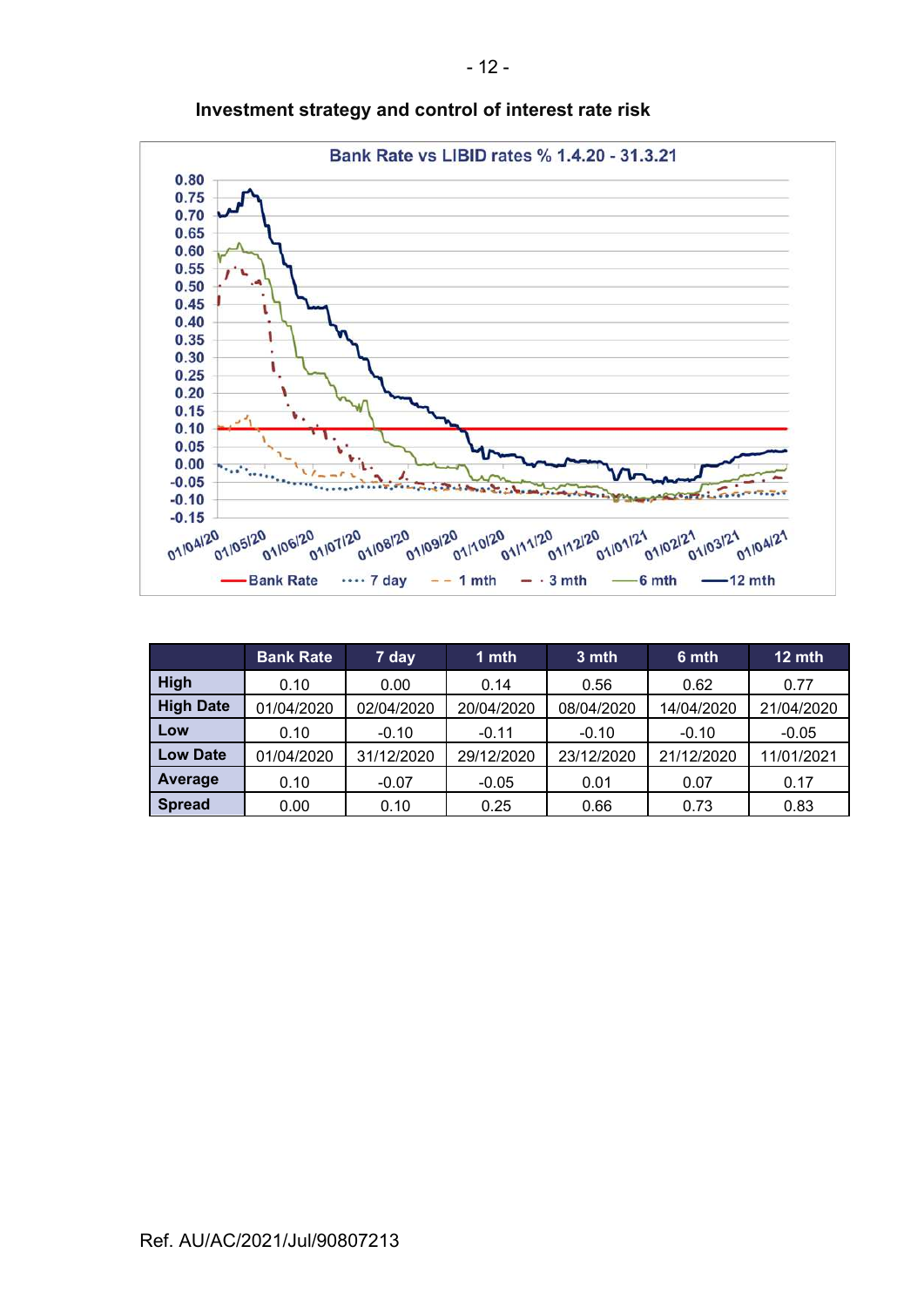## Investment strategy and control of interest rate risk

|  | Bank Rate | 7 day | 1 mth | 3 mth | 6 mth | 12 mth |
|---|---|---|---|---|---|---|
| **High** | 0.10 | 0.00 | 0.14 | 0.56 | 0.62 | 0.77 |
| **High Date** | 01/04/2020 | 02/04/2020 | 20/04/2020 | 08/04/2020 | 14/04/2020 | 21/04/2020 |
| **Low** | 0.10 | -0.10 | -0.11 | -0.10 | -0.10 | -0.05 |
| **Low Date** | 01/04/2020 | 31/12/2020 | 29/12/2020 | 23/12/2020 | 21/12/2020 | 11/01/2021 |
| **Average** | 0.10 | -0.07 | -0.05 | 0.01 | 0.07 | 0.17 |
| **Spread** | 0.00 | 0.10 | 0.25 | 0.66 | 0.73 | 0.83 |

Ref. AU/AC/2021/Jul/90807213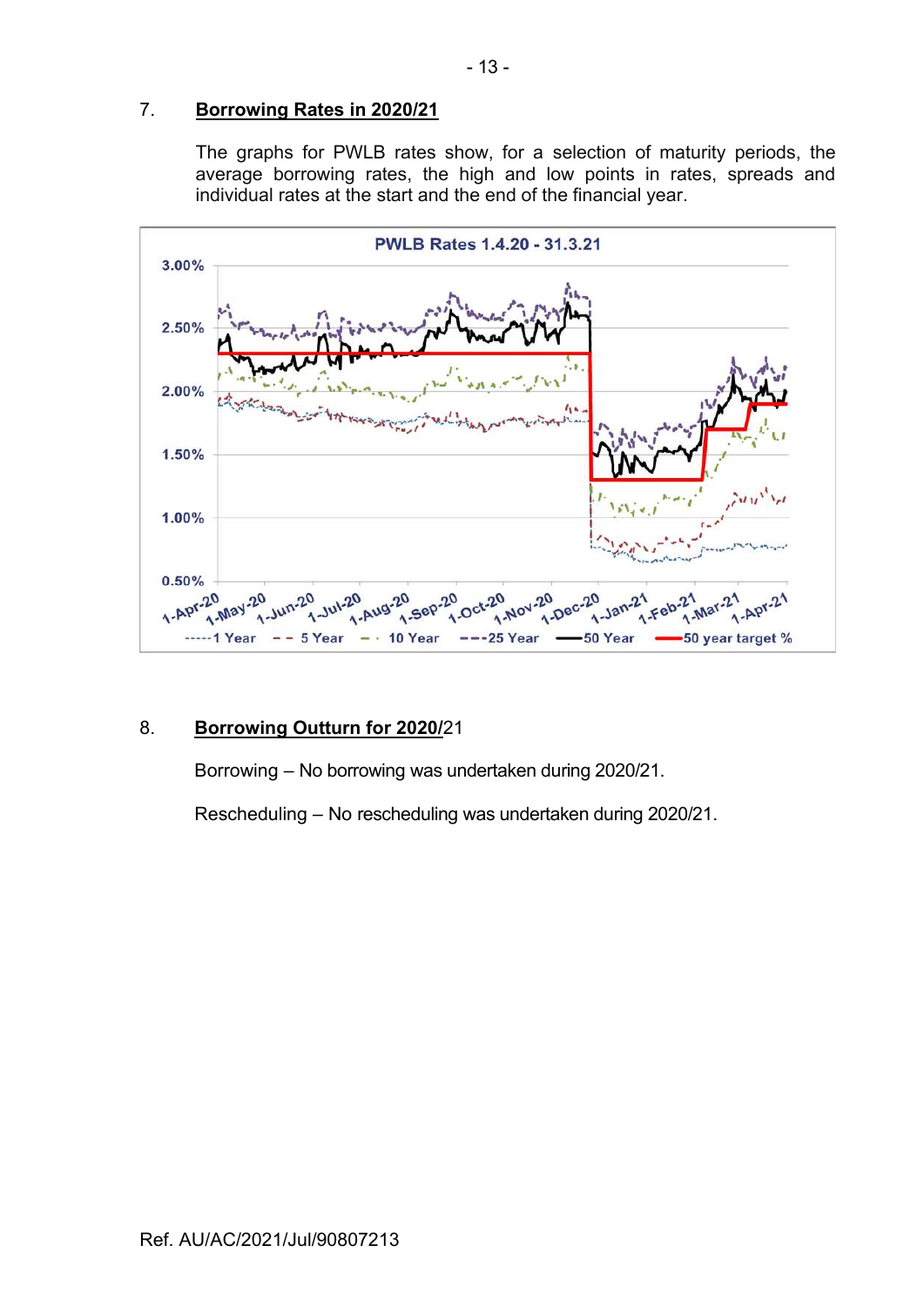## 7. Borrowing Rates in 2020/21

The graphs for PWLB rates show, for a selection of maturity periods, the average borrowing rates, the high and low points in rates, spreads and individual rates at the start and the end of the financial year.

PWLB Rates 1.4.20 - 31.3.21

## 8. Borrowing Outturn for 2020/21

Borrowing – No borrowing was undertaken during 2020/21.

Rescheduling – No rescheduling was undertaken during 2020/21.

Ref. AU/AC/2021/Jul/90807213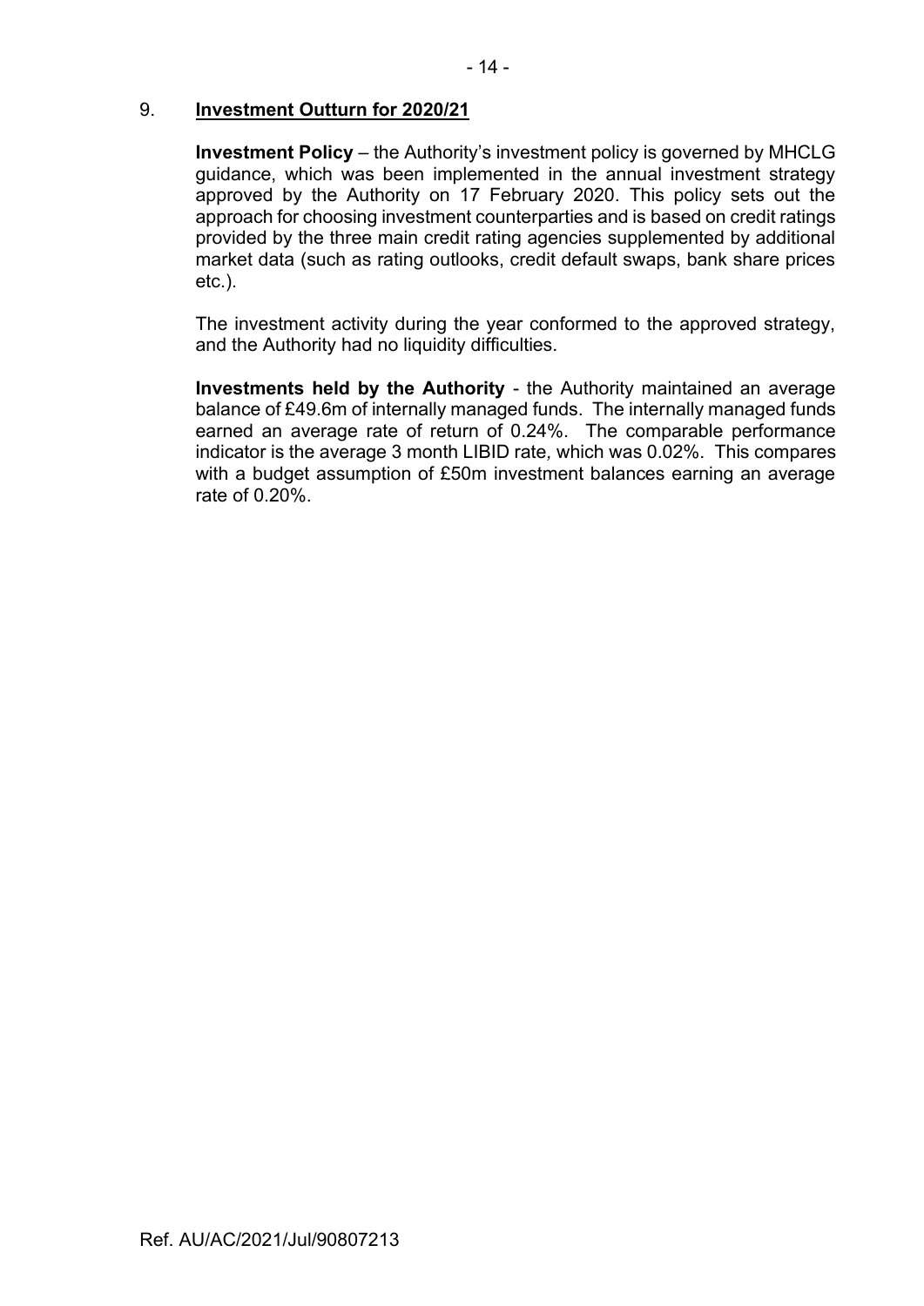## 9. **Investment Outturn for 2020/21**

**Investment Policy** – the Authority's investment policy is governed by MHCLG guidance, which was been implemented in the annual investment strategy approved by the Authority on 17 February 2020. This policy sets out the approach for choosing investment counterparties and is based on credit ratings provided by the three main credit rating agencies supplemented by additional market data (such as rating outlooks, credit default swaps, bank share prices etc.).

The investment activity during the year conformed to the approved strategy, and the Authority had no liquidity difficulties.

**Investments held by the Authority** - the Authority maintained an average balance of £49.6m of internally managed funds. The internally managed funds earned an average rate of return of 0.24%. The comparable performance indicator is the average 3 month LIBID rate, which was 0.02%. This compares with a budget assumption of £50m investment balances earning an average rate of 0.20%.

Ref. AU/AC/2021/Jul/90807213